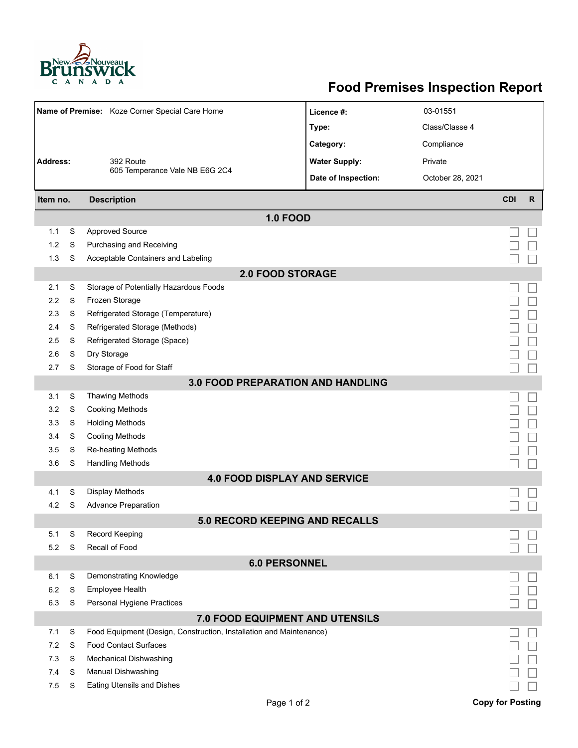# Food Premises Inspection Report

| | |
|---|---|
| **Name of Premise:** Koze Corner Special Care Home | **Licence #:** 03-01551 |
| | **Type:** Class/Classe 4 |
| | **Category:** Compliance |
| **Address:** 392 Route 605 Temperance Vale NB E6G 2C4 | **Water Supply:** Private |
| | **Date of Inspection:** October 28, 2021 |

| Item no. | | Description | CDI | R |
|---|---|---|---|---|
| **1.0 FOOD** | | | | |
| 1.1 | S | Approved Source | ☐ | ☐ |
| 1.2 | S | Purchasing and Receiving | ☐ | ☐ |
| 1.3 | S | Acceptable Containers and Labeling | ☐ | ☐ |
| **2.0 FOOD STORAGE** | | | | |
| 2.1 | S | Storage of Potentially Hazardous Foods | ☐ | ☐ |
| 2.2 | S | Frozen Storage | ☐ | ☐ |
| 2.3 | S | Refrigerated Storage (Temperature) | ☐ | ☐ |
| 2.4 | S | Refrigerated Storage (Methods) | ☐ | ☐ |
| 2.5 | S | Refrigerated Storage (Space) | ☐ | ☐ |
| 2.6 | S | Dry Storage | ☐ | ☐ |
| 2.7 | S | Storage of Food for Staff | ☐ | ☐ |
| **3.0 FOOD PREPARATION AND HANDLING** | | | | |
| 3.1 | S | Thawing Methods | ☐ | ☐ |
| 3.2 | S | Cooking Methods | ☐ | ☐ |
| 3.3 | S | Holding Methods | ☐ | ☐ |
| 3.4 | S | Cooling Methods | ☐ | ☐ |
| 3.5 | S | Re-heating Methods | ☐ | ☐ |
| 3.6 | S | Handling Methods | ☐ | ☐ |
| **4.0 FOOD DISPLAY AND SERVICE** | | | | |
| 4.1 | S | Display Methods | ☐ | ☐ |
| 4.2 | S | Advance Preparation | ☐ | ☐ |
| **5.0 RECORD KEEPING AND RECALLS** | | | | |
| 5.1 | S | Record Keeping | ☐ | ☐ |
| 5.2 | S | Recall of Food | ☐ | ☐ |
| **6.0 PERSONNEL** | | | | |
| 6.1 | S | Demonstrating Knowledge | ☐ | ☐ |
| 6.2 | S | Employee Health | ☐ | ☐ |
| 6.3 | S | Personal Hygiene Practices | ☐ | ☐ |
| **7.0 FOOD EQUIPMENT AND UTENSILS** | | | | |
| 7.1 | S | Food Equipment (Design, Construction, Installation and Maintenance) | ☐ | ☐ |
| 7.2 | S | Food Contact Surfaces | ☐ | ☐ |
| 7.3 | S | Mechanical Dishwashing | ☐ | ☐ |
| 7.4 | S | Manual Dishwashing | ☐ | ☐ |
| 7.5 | S | Eating Utensils and Dishes | ☐ | ☐ |

**Copy for Posting**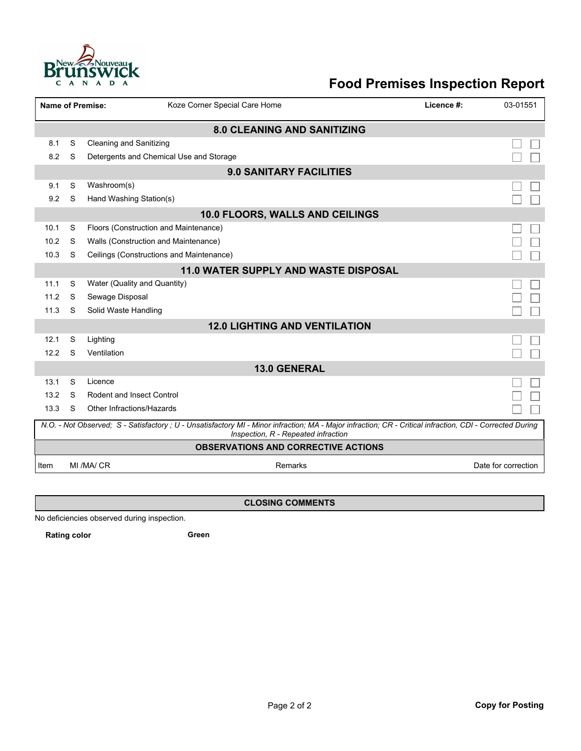# Food Premises Inspection Report

| **Name of Premise:** | Koze Corner Special Care Home | **Licence #:** | 03-01551 |
|---|---|---|---|

| | | | | |
|---|---|---|---|---|
| **8.0 CLEANING AND SANITIZING** | | | | |
| 8.1 | S | Cleaning and Sanitizing | ☐ | ☐ |
| 8.2 | S | Detergents and Chemical Use and Storage | ☐ | ☐ |
| **9.0 SANITARY FACILITIES** | | | | |
| 9.1 | S | Washroom(s) | ☐ | ☐ |
| 9.2 | S | Hand Washing Station(s) | ☐ | ☐ |
| **10.0 FLOORS, WALLS AND CEILINGS** | | | | |
| 10.1 | S | Floors (Construction and Maintenance) | ☐ | ☐ |
| 10.2 | S | Walls (Construction and Maintenance) | ☐ | ☐ |
| 10.3 | S | Ceilings (Constructions and Maintenance) | ☐ | ☐ |
| **11.0 WATER SUPPLY AND WASTE DISPOSAL** | | | | |
| 11.1 | S | Water (Quality and Quantity) | ☐ | ☐ |
| 11.2 | S | Sewage Disposal | ☐ | ☐ |
| 11.3 | S | Solid Waste Handling | ☐ | ☐ |
| **12.0 LIGHTING AND VENTILATION** | | | | |
| 12.1 | S | Lighting | ☐ | ☐ |
| 12.2 | S | Ventilation | ☐ | ☐ |
| **13.0 GENERAL** | | | | |
| 13.1 | S | Licence | ☐ | ☐ |
| 13.2 | S | Rodent and Insect Control | ☐ | ☐ |
| 13.3 | S | Other Infractions/Hazards | ☐ | ☐ |

*N.O. - Not Observed; S - Satisfactory ; U - Unsatisfactory MI - Minor infraction; MA - Major infraction; CR - Critical infraction, CDI - Corrected During Inspection, R - Repeated infraction*

## OBSERVATIONS AND CORRECTIVE ACTIONS

| Item | MI /MA/ CR | Remarks | Date for correction |
|---|---|---|---|

## CLOSING COMMENTS

No deficiencies observed during inspection.

**Rating color** **Green**

**Copy for Posting**